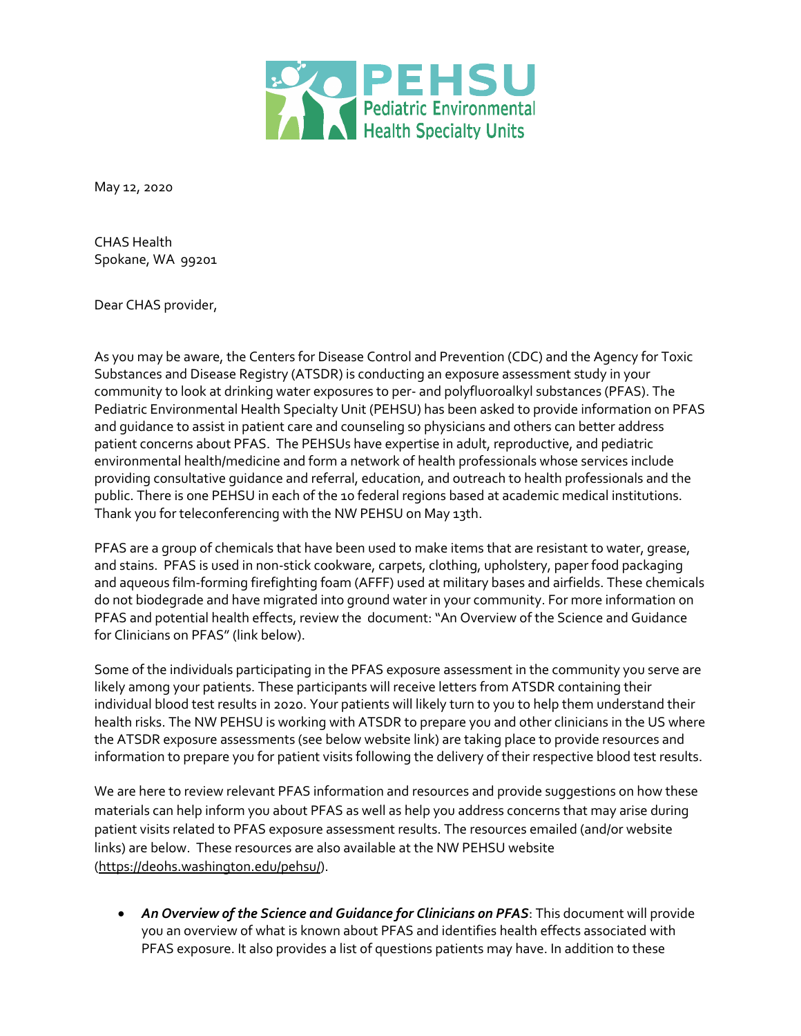PEHSU
Pediatric Environmental Health Specialty Units

May 12, 2020

CHAS Health
Spokane, WA 99201

Dear CHAS provider,

As you may be aware, the Centers for Disease Control and Prevention (CDC) and the Agency for Toxic Substances and Disease Registry (ATSDR) is conducting an exposure assessment study in your community to look at drinking water exposures to per- and polyfluoroalkyl substances (PFAS). The Pediatric Environmental Health Specialty Unit (PEHSU) has been asked to provide information on PFAS and guidance to assist in patient care and counseling so physicians and others can better address patient concerns about PFAS. The PEHSUs have expertise in adult, reproductive, and pediatric environmental health/medicine and form a network of health professionals whose services include providing consultative guidance and referral, education, and outreach to health professionals and the public. There is one PEHSU in each of the 10 federal regions based at academic medical institutions. Thank you for teleconferencing with the NW PEHSU on May 13th.

PFAS are a group of chemicals that have been used to make items that are resistant to water, grease, and stains. PFAS is used in non-stick cookware, carpets, clothing, upholstery, paper food packaging and aqueous film-forming firefighting foam (AFFF) used at military bases and airfields. These chemicals do not biodegrade and have migrated into ground water in your community. For more information on PFAS and potential health effects, review the document: "An Overview of the Science and Guidance for Clinicians on PFAS" (link below).

Some of the individuals participating in the PFAS exposure assessment in the community you serve are likely among your patients. These participants will receive letters from ATSDR containing their individual blood test results in 2020. Your patients will likely turn to you to help them understand their health risks. The NW PEHSU is working with ATSDR to prepare you and other clinicians in the US where the ATSDR exposure assessments (see below website link) are taking place to provide resources and information to prepare you for patient visits following the delivery of their respective blood test results.

We are here to review relevant PFAS information and resources and provide suggestions on how these materials can help inform you about PFAS as well as help you address concerns that may arise during patient visits related to PFAS exposure assessment results. The resources emailed (and/or website links) are below. These resources are also available at the NW PEHSU website (https://deohs.washington.edu/pehsu/).

- ***An Overview of the Science and Guidance for Clinicians on PFAS***: This document will provide you an overview of what is known about PFAS and identifies health effects associated with PFAS exposure. It also provides a list of questions patients may have. In addition to these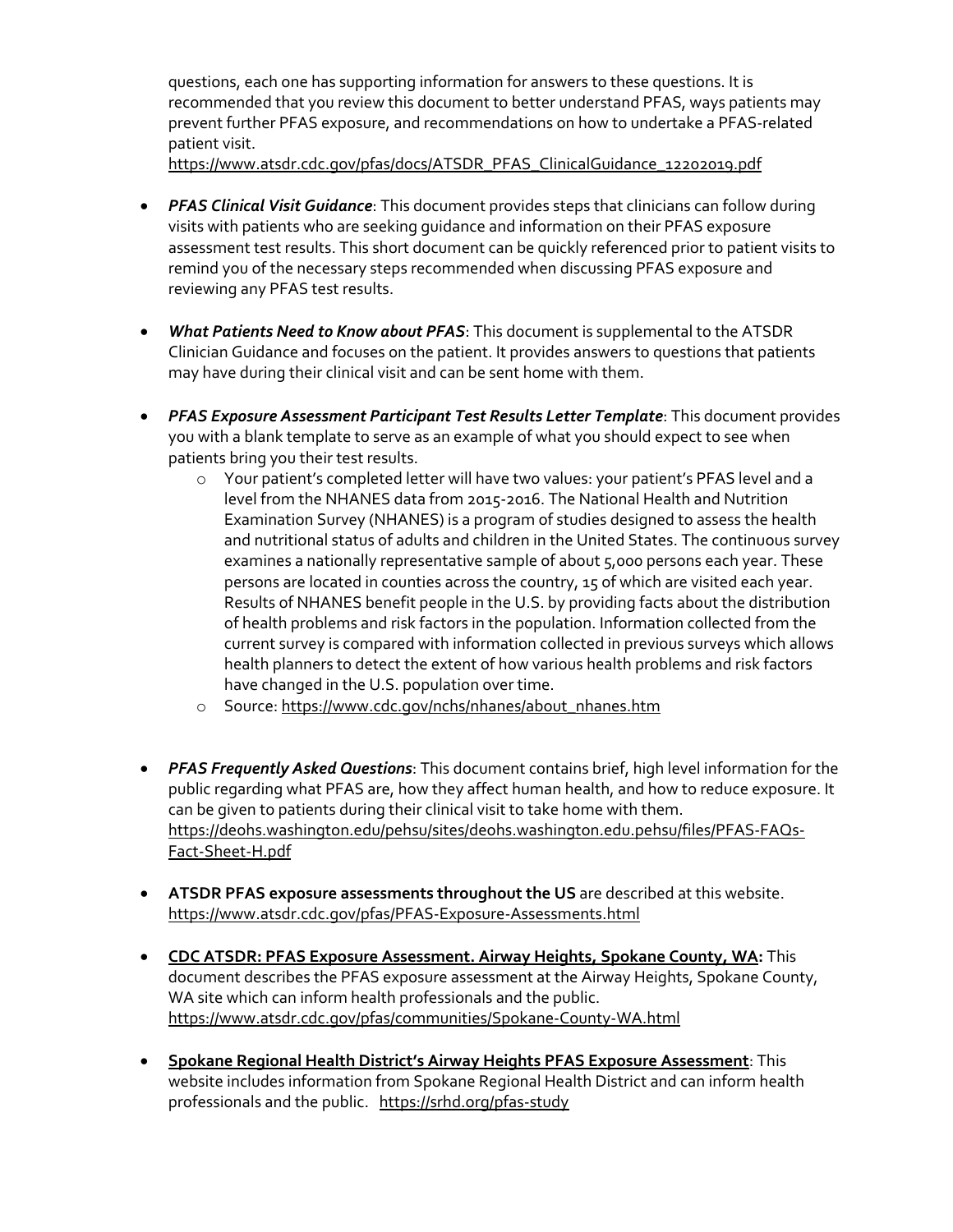questions, each one has supporting information for answers to these questions. It is recommended that you review this document to better understand PFAS, ways patients may prevent further PFAS exposure, and recommendations on how to undertake a PFAS-related patient visit.
https://www.atsdr.cdc.gov/pfas/docs/ATSDR_PFAS_ClinicalGuidance_12202019.pdf

- ***PFAS Clinical Visit Guidance***: This document provides steps that clinicians can follow during visits with patients who are seeking guidance and information on their PFAS exposure assessment test results. This short document can be quickly referenced prior to patient visits to remind you of the necessary steps recommended when discussing PFAS exposure and reviewing any PFAS test results.

- ***What Patients Need to Know about PFAS***: This document is supplemental to the ATSDR Clinician Guidance and focuses on the patient. It provides answers to questions that patients may have during their clinical visit and can be sent home with them.

- ***PFAS Exposure Assessment Participant Test Results Letter Template***: This document provides you with a blank template to serve as an example of what you should expect to see when patients bring you their test results.
    - Your patient's completed letter will have two values: your patient's PFAS level and a level from the NHANES data from 2015-2016. The National Health and Nutrition Examination Survey (NHANES) is a program of studies designed to assess the health and nutritional status of adults and children in the United States. The continuous survey examines a nationally representative sample of about 5,000 persons each year. These persons are located in counties across the country, 15 of which are visited each year. Results of NHANES benefit people in the U.S. by providing facts about the distribution of health problems and risk factors in the population. Information collected from the current survey is compared with information collected in previous surveys which allows health planners to detect the extent of how various health problems and risk factors have changed in the U.S. population over time.
    - Source: https://www.cdc.gov/nchs/nhanes/about_nhanes.htm

- ***PFAS Frequently Asked Questions***: This document contains brief, high level information for the public regarding what PFAS are, how they affect human health, and how to reduce exposure. It can be given to patients during their clinical visit to take home with them.
https://deohs.washington.edu/pehsu/sites/deohs.washington.edu.pehsu/files/PFAS-FAQs-Fact-Sheet-H.pdf

- **ATSDR PFAS exposure assessments throughout the US** are described at this website.
https://www.atsdr.cdc.gov/pfas/PFAS-Exposure-Assessments.html

- **CDC ATSDR: PFAS Exposure Assessment. Airway Heights, Spokane County, WA:** This document describes the PFAS exposure assessment at the Airway Heights, Spokane County, WA site which can inform health professionals and the public.
https://www.atsdr.cdc.gov/pfas/communities/Spokane-County-WA.html

- **Spokane Regional Health District's Airway Heights PFAS Exposure Assessment**: This website includes information from Spokane Regional Health District and can inform health professionals and the public. https://srhd.org/pfas-study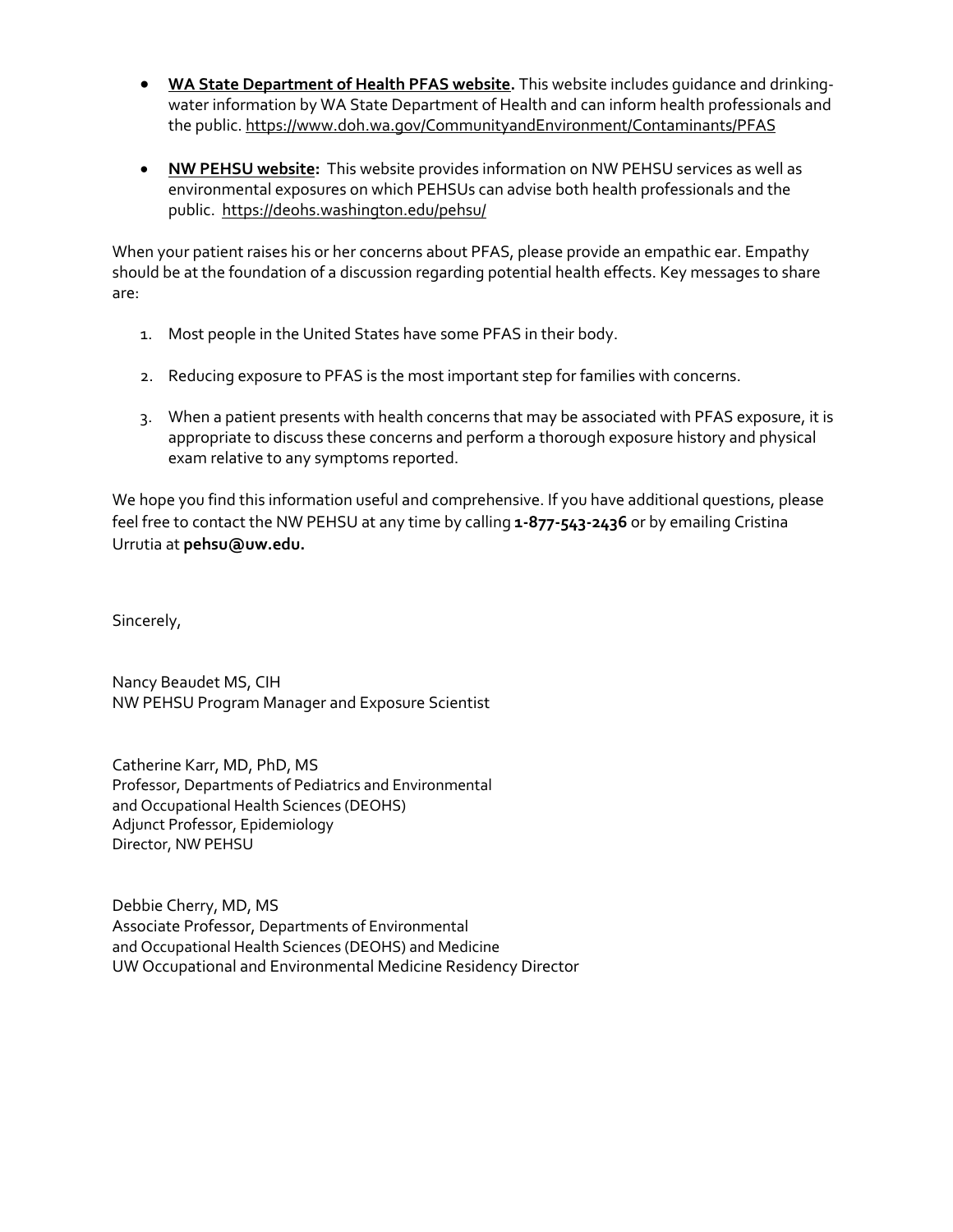- **WA State Department of Health PFAS website.** This website includes guidance and drinking-water information by WA State Department of Health and can inform health professionals and the public. https://www.doh.wa.gov/CommunityandEnvironment/Contaminants/PFAS

- **NW PEHSU website:** This website provides information on NW PEHSU services as well as environmental exposures on which PEHSUs can advise both health professionals and the public. https://deohs.washington.edu/pehsu/

When your patient raises his or her concerns about PFAS, please provide an empathic ear. Empathy should be at the foundation of a discussion regarding potential health effects. Key messages to share are:

1. Most people in the United States have some PFAS in their body.

2. Reducing exposure to PFAS is the most important step for families with concerns.

3. When a patient presents with health concerns that may be associated with PFAS exposure, it is appropriate to discuss these concerns and perform a thorough exposure history and physical exam relative to any symptoms reported.

We hope you find this information useful and comprehensive. If you have additional questions, please feel free to contact the NW PEHSU at any time by calling **1-877-543-2436** or by emailing Cristina Urrutia at **pehsu@uw.edu.**

Sincerely,

Nancy Beaudet MS, CIH
NW PEHSU Program Manager and Exposure Scientist

Catherine Karr, MD, PhD, MS
Professor, Departments of Pediatrics and Environmental and Occupational Health Sciences (DEOHS)
Adjunct Professor, Epidemiology
Director, NW PEHSU

Debbie Cherry, MD, MS
Associate Professor, Departments of Environmental and Occupational Health Sciences (DEOHS) and Medicine
UW Occupational and Environmental Medicine Residency Director